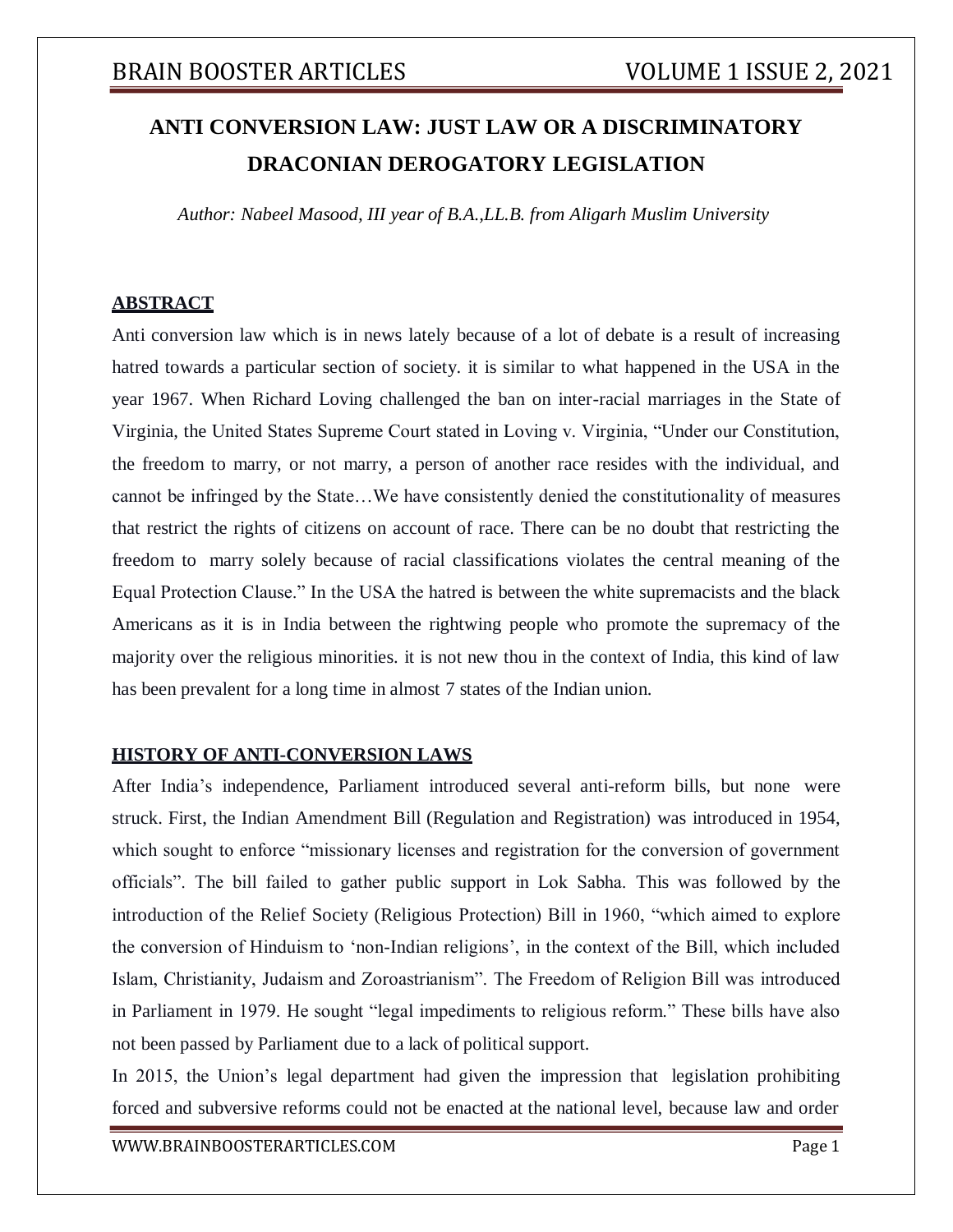# ANTI CONVERSION LAW: JUST LAW OR A DISCRIMINATORY DRACONIAN DEROGATORY LEGISLATION

*Author: Nabeel Masood, III year of B.A.,LL.B. from Aligarh Muslim University*

## ABSTRACT

Anti conversion law which is in news lately because of a lot of debate is a result of increasing hatred towards a particular section of society. it is similar to what happened in the USA in the year 1967. When Richard Loving challenged the ban on inter-racial marriages in the State of Virginia, the United States Supreme Court stated in Loving v. Virginia, "Under our Constitution, the freedom to marry, or not marry, a person of another race resides with the individual, and cannot be infringed by the State…We have consistently denied the constitutionality of measures that restrict the rights of citizens on account of race. There can be no doubt that restricting the freedom to marry solely because of racial classifications violates the central meaning of the Equal Protection Clause." In the USA the hatred is between the white supremacists and the black Americans as it is in India between the rightwing people who promote the supremacy of the majority over the religious minorities. it is not new thou in the context of India, this kind of law has been prevalent for a long time in almost 7 states of the Indian union.

## HISTORY OF ANTI-CONVERSION LAWS

After India's independence, Parliament introduced several anti-reform bills, but none were struck. First, the Indian Amendment Bill (Regulation and Registration) was introduced in 1954, which sought to enforce "missionary licenses and registration for the conversion of government officials". The bill failed to gather public support in Lok Sabha. This was followed by the introduction of the Relief Society (Religious Protection) Bill in 1960, "which aimed to explore the conversion of Hinduism to 'non-Indian religions', in the context of the Bill, which included Islam, Christianity, Judaism and Zoroastrianism". The Freedom of Religion Bill was introduced in Parliament in 1979. He sought "legal impediments to religious reform." These bills have also not been passed by Parliament due to a lack of political support.

In 2015, the Union's legal department had given the impression that legislation prohibiting forced and subversive reforms could not be enacted at the national level, because law and order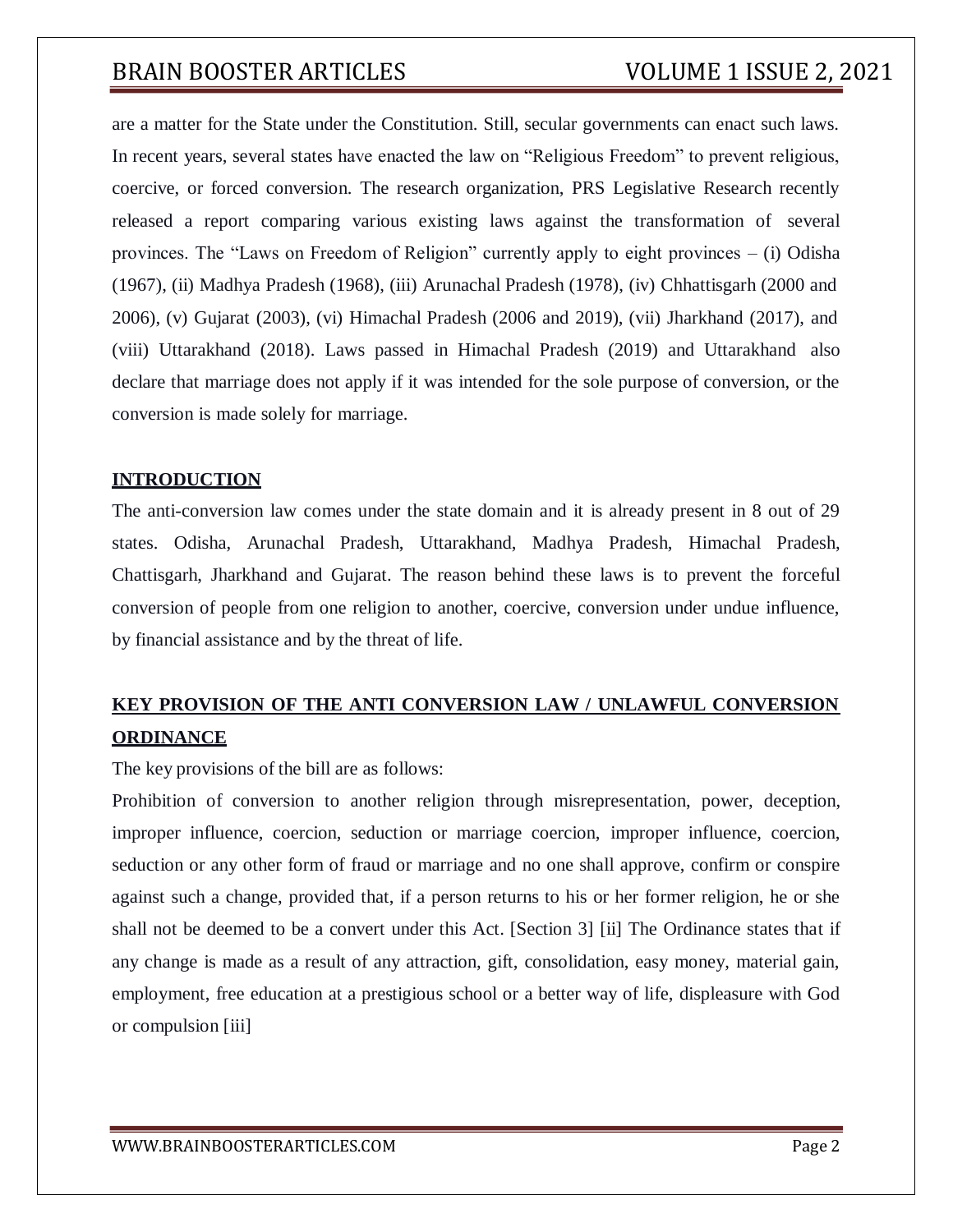are a matter for the State under the Constitution. Still, secular governments can enact such laws. In recent years, several states have enacted the law on "Religious Freedom" to prevent religious, coercive, or forced conversion. The research organization, PRS Legislative Research recently released a report comparing various existing laws against the transformation of several provinces. The "Laws on Freedom of Religion" currently apply to eight provinces – (i) Odisha (1967), (ii) Madhya Pradesh (1968), (iii) Arunachal Pradesh (1978), (iv) Chhattisgarh (2000 and 2006), (v) Gujarat (2003), (vi) Himachal Pradesh (2006 and 2019), (vii) Jharkhand (2017), and (viii) Uttarakhand (2018). Laws passed in Himachal Pradesh (2019) and Uttarakhand also declare that marriage does not apply if it was intended for the sole purpose of conversion, or the conversion is made solely for marriage.

## INTRODUCTION

The anti-conversion law comes under the state domain and it is already present in 8 out of 29 states. Odisha, Arunachal Pradesh, Uttarakhand, Madhya Pradesh, Himachal Pradesh, Chattisgarh, Jharkhand and Gujarat. The reason behind these laws is to prevent the forceful conversion of people from one religion to another, coercive, conversion under undue influence, by financial assistance and by the threat of life.

## KEY PROVISION OF THE ANTI CONVERSION LAW / UNLAWFUL CONVERSION ORDINANCE

The key provisions of the bill are as follows:

Prohibition of conversion to another religion through misrepresentation, power, deception, improper influence, coercion, seduction or marriage coercion, improper influence, coercion, seduction or any other form of fraud or marriage and no one shall approve, confirm or conspire against such a change, provided that, if a person returns to his or her former religion, he or she shall not be deemed to be a convert under this Act. [Section 3] [ii] The Ordinance states that if any change is made as a result of any attraction, gift, consolidation, easy money, material gain, employment, free education at a prestigious school or a better way of life, displeasure with God or compulsion [iii]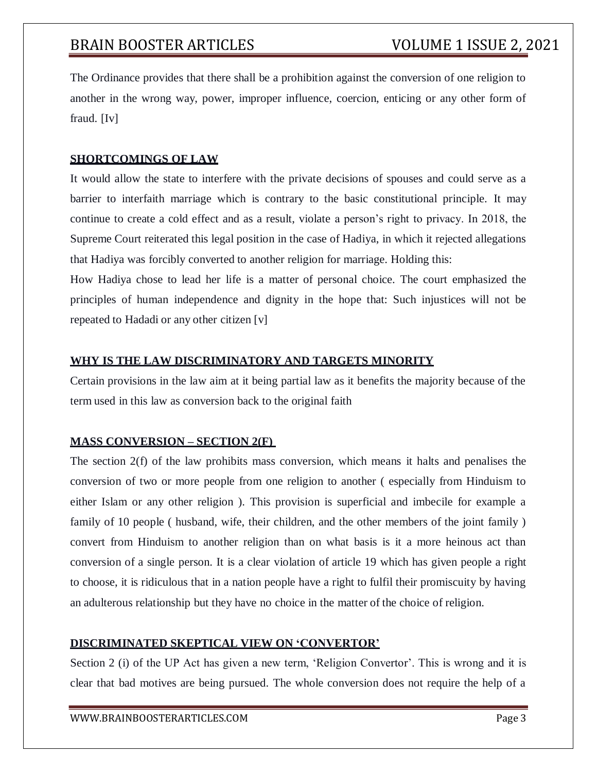The Ordinance provides that there shall be a prohibition against the conversion of one religion to another in the wrong way, power, improper influence, coercion, enticing or any other form of fraud. [Iv]

## SHORTCOMINGS OF LAW

It would allow the state to interfere with the private decisions of spouses and could serve as a barrier to interfaith marriage which is contrary to the basic constitutional principle. It may continue to create a cold effect and as a result, violate a person's right to privacy. In 2018, the Supreme Court reiterated this legal position in the case of Hadiya, in which it rejected allegations that Hadiya was forcibly converted to another religion for marriage. Holding this:

How Hadiya chose to lead her life is a matter of personal choice. The court emphasized the principles of human independence and dignity in the hope that: Such injustices will not be repeated to Hadadi or any other citizen [v]

## WHY IS THE LAW DISCRIMINATORY AND TARGETS MINORITY

Certain provisions in the law aim at it being partial law as it benefits the majority because of the term used in this law as conversion back to the original faith

## MASS CONVERSION – SECTION 2(F)

The section 2(f) of the law prohibits mass conversion, which means it halts and penalises the conversion of two or more people from one religion to another ( especially from Hinduism to either Islam or any other religion ). This provision is superficial and imbecile for example a family of 10 people ( husband, wife, their children, and the other members of the joint family ) convert from Hinduism to another religion than on what basis is it a more heinous act than conversion of a single person. It is a clear violation of article 19 which has given people a right to choose, it is ridiculous that in a nation people have a right to fulfil their promiscuity by having an adulterous relationship but they have no choice in the matter of the choice of religion.

## DISCRIMINATED SKEPTICAL VIEW ON 'CONVERTOR'

Section 2 (i) of the UP Act has given a new term, 'Religion Convertor'. This is wrong and it is clear that bad motives are being pursued. The whole conversion does not require the help of a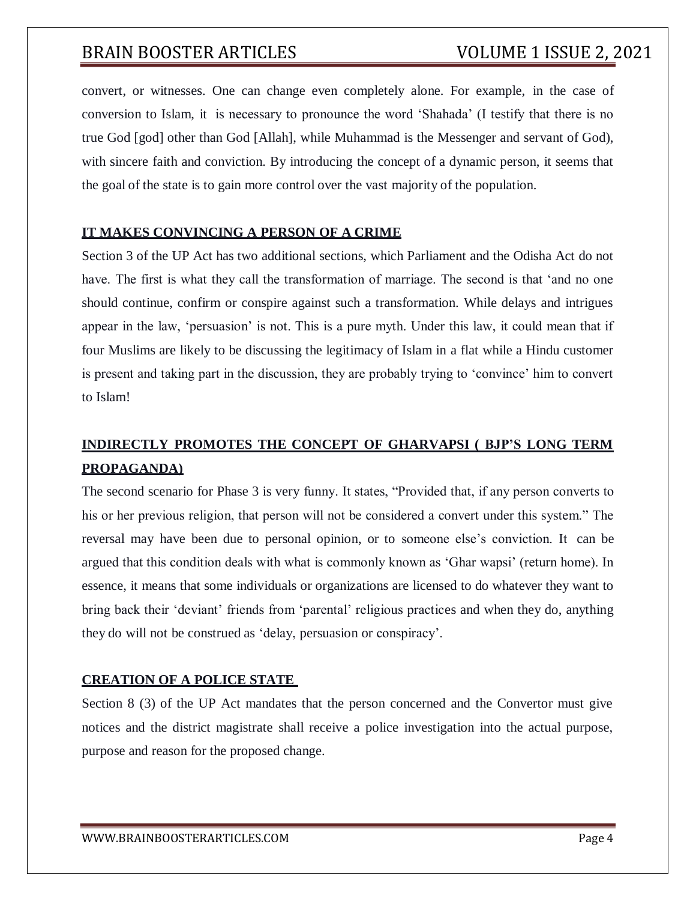convert, or witnesses. One can change even completely alone. For example, in the case of conversion to Islam, it is necessary to pronounce the word 'Shahada' (I testify that there is no true God [god] other than God [Allah], while Muhammad is the Messenger and servant of God), with sincere faith and conviction. By introducing the concept of a dynamic person, it seems that the goal of the state is to gain more control over the vast majority of the population.

## IT MAKES CONVINCING A PERSON OF A CRIME

Section 3 of the UP Act has two additional sections, which Parliament and the Odisha Act do not have. The first is what they call the transformation of marriage. The second is that 'and no one should continue, confirm or conspire against such a transformation. While delays and intrigues appear in the law, 'persuasion' is not. This is a pure myth. Under this law, it could mean that if four Muslims are likely to be discussing the legitimacy of Islam in a flat while a Hindu customer is present and taking part in the discussion, they are probably trying to 'convince' him to convert to Islam!

## INDIRECTLY PROMOTES THE CONCEPT OF GHARVAPSI ( BJP'S LONG TERM PROPAGANDA)

The second scenario for Phase 3 is very funny. It states, "Provided that, if any person converts to his or her previous religion, that person will not be considered a convert under this system." The reversal may have been due to personal opinion, or to someone else's conviction. It can be argued that this condition deals with what is commonly known as 'Ghar wapsi' (return home). In essence, it means that some individuals or organizations are licensed to do whatever they want to bring back their 'deviant' friends from 'parental' religious practices and when they do, anything they do will not be construed as 'delay, persuasion or conspiracy'.

## CREATION OF A POLICE STATE

Section 8 (3) of the UP Act mandates that the person concerned and the Convertor must give notices and the district magistrate shall receive a police investigation into the actual purpose, purpose and reason for the proposed change.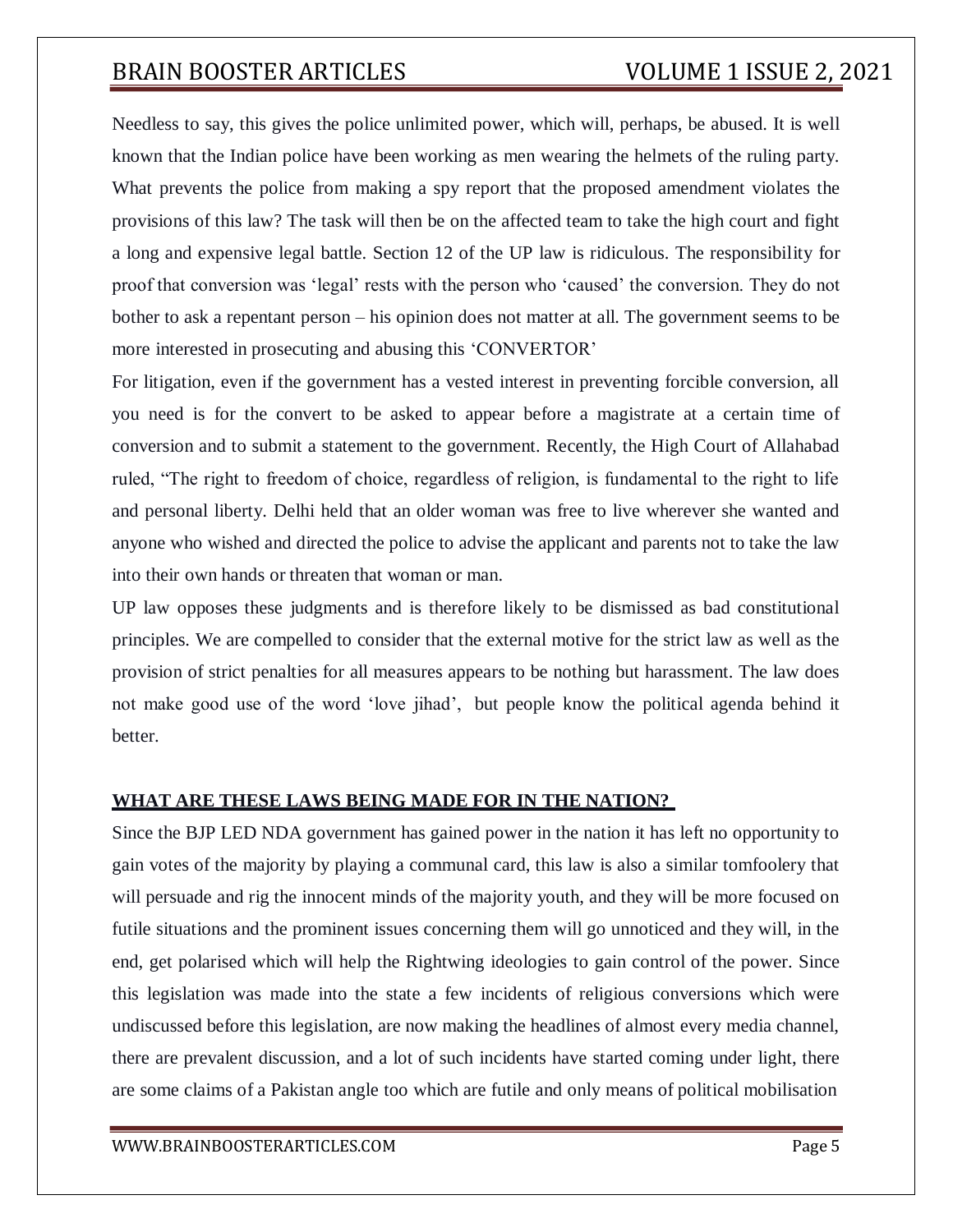Needless to say, this gives the police unlimited power, which will, perhaps, be abused. It is well known that the Indian police have been working as men wearing the helmets of the ruling party. What prevents the police from making a spy report that the proposed amendment violates the provisions of this law? The task will then be on the affected team to take the high court and fight a long and expensive legal battle. Section 12 of the UP law is ridiculous. The responsibility for proof that conversion was 'legal' rests with the person who 'caused' the conversion. They do not bother to ask a repentant person – his opinion does not matter at all. The government seems to be more interested in prosecuting and abusing this 'CONVERTOR'

For litigation, even if the government has a vested interest in preventing forcible conversion, all you need is for the convert to be asked to appear before a magistrate at a certain time of conversion and to submit a statement to the government. Recently, the High Court of Allahabad ruled, "The right to freedom of choice, regardless of religion, is fundamental to the right to life and personal liberty. Delhi held that an older woman was free to live wherever she wanted and anyone who wished and directed the police to advise the applicant and parents not to take the law into their own hands or threaten that woman or man.

UP law opposes these judgments and is therefore likely to be dismissed as bad constitutional principles. We are compelled to consider that the external motive for the strict law as well as the provision of strict penalties for all measures appears to be nothing but harassment. The law does not make good use of the word 'love jihad', but people know the political agenda behind it better.

## WHAT ARE THESE LAWS BEING MADE FOR IN THE NATION?

Since the BJP LED NDA government has gained power in the nation it has left no opportunity to gain votes of the majority by playing a communal card, this law is also a similar tomfoolery that will persuade and rig the innocent minds of the majority youth, and they will be more focused on futile situations and the prominent issues concerning them will go unnoticed and they will, in the end, get polarised which will help the Rightwing ideologies to gain control of the power. Since this legislation was made into the state a few incidents of religious conversions which were undiscussed before this legislation, are now making the headlines of almost every media channel, there are prevalent discussion, and a lot of such incidents have started coming under light, there are some claims of a Pakistan angle too which are futile and only means of political mobilisation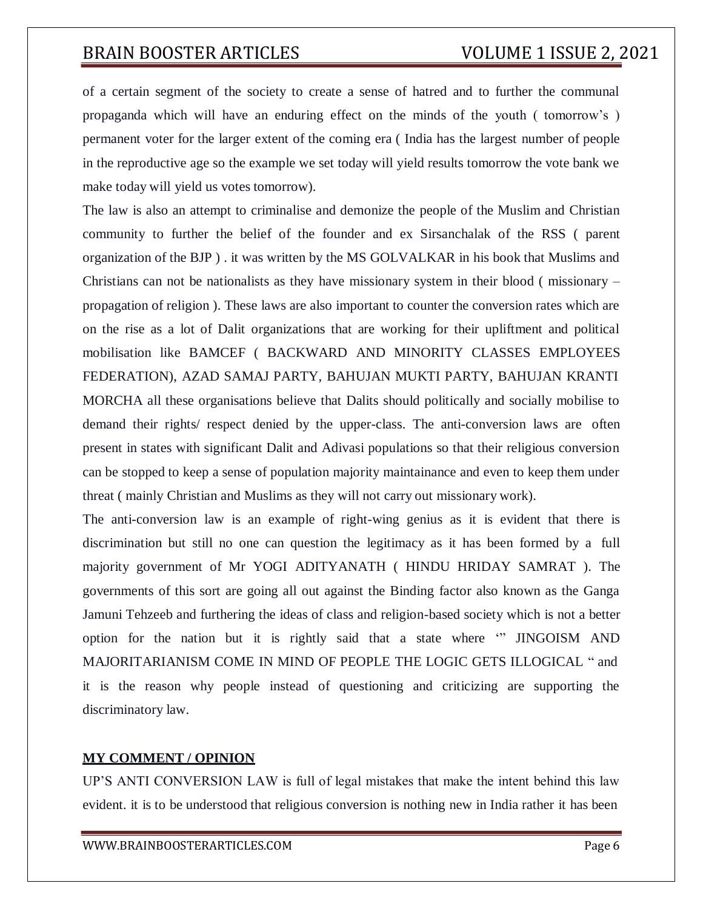of a certain segment of the society to create a sense of hatred and to further the communal propaganda which will have an enduring effect on the minds of the youth ( tomorrow's ) permanent voter for the larger extent of the coming era ( India has the largest number of people in the reproductive age so the example we set today will yield results tomorrow the vote bank we make today will yield us votes tomorrow).

The law is also an attempt to criminalise and demonize the people of the Muslim and Christian community to further the belief of the founder and ex Sirsanchalak of the RSS ( parent organization of the BJP ) . it was written by the MS GOLVALKAR in his book that Muslims and Christians can not be nationalists as they have missionary system in their blood ( missionary – propagation of religion ). These laws are also important to counter the conversion rates which are on the rise as a lot of Dalit organizations that are working for their upliftment and political mobilisation like BAMCEF ( BACKWARD AND MINORITY CLASSES EMPLOYEES FEDERATION), AZAD SAMAJ PARTY, BAHUJAN MUKTI PARTY, BAHUJAN KRANTI MORCHA all these organisations believe that Dalits should politically and socially mobilise to demand their rights/ respect denied by the upper-class. The anti-conversion laws are often present in states with significant Dalit and Adivasi populations so that their religious conversion can be stopped to keep a sense of population majority maintainance and even to keep them under threat ( mainly Christian and Muslims as they will not carry out missionary work).

The anti-conversion law is an example of right-wing genius as it is evident that there is discrimination but still no one can question the legitimacy as it has been formed by a full majority government of Mr YOGI ADITYANATH ( HINDU HRIDAY SAMRAT ). The governments of this sort are going all out against the Binding factor also known as the Ganga Jamuni Tehzeeb and furthering the ideas of class and religion-based society which is not a better option for the nation but it is rightly said that a state where '" JINGOISM AND MAJORITARIANISM COME IN MIND OF PEOPLE THE LOGIC GETS ILLOGICAL " and it is the reason why people instead of questioning and criticizing are supporting the discriminatory law.

**MY COMMENT / OPINION**

UP'S ANTI CONVERSION LAW is full of legal mistakes that make the intent behind this law evident. it is to be understood that religious conversion is nothing new in India rather it has been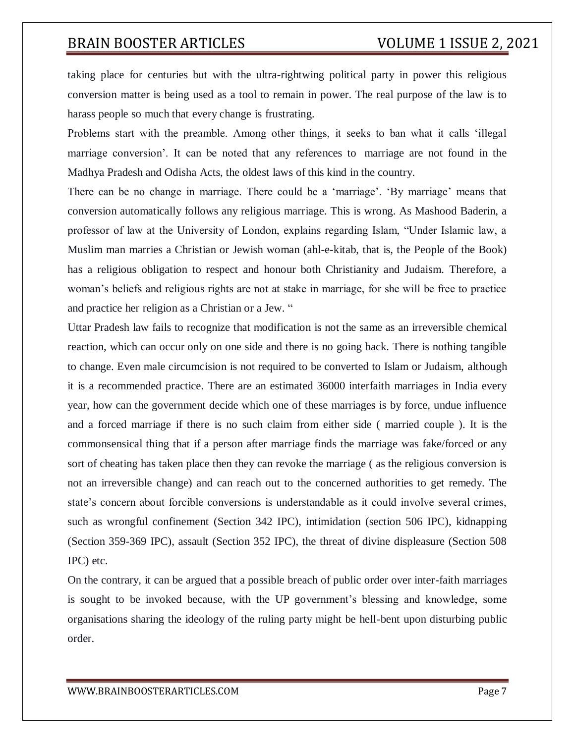taking place for centuries but with the ultra-rightwing political party in power this religious conversion matter is being used as a tool to remain in power. The real purpose of the law is to harass people so much that every change is frustrating.

Problems start with the preamble. Among other things, it seeks to ban what it calls 'illegal marriage conversion'. It can be noted that any references to marriage are not found in the Madhya Pradesh and Odisha Acts, the oldest laws of this kind in the country.

There can be no change in marriage. There could be a 'marriage'. 'By marriage' means that conversion automatically follows any religious marriage. This is wrong. As Mashood Baderin, a professor of law at the University of London, explains regarding Islam, "Under Islamic law, a Muslim man marries a Christian or Jewish woman (ahl-e-kitab, that is, the People of the Book) has a religious obligation to respect and honour both Christianity and Judaism. Therefore, a woman's beliefs and religious rights are not at stake in marriage, for she will be free to practice and practice her religion as a Christian or a Jew. "

Uttar Pradesh law fails to recognize that modification is not the same as an irreversible chemical reaction, which can occur only on one side and there is no going back. There is nothing tangible to change. Even male circumcision is not required to be converted to Islam or Judaism, although it is a recommended practice. There are an estimated 36000 interfaith marriages in India every year, how can the government decide which one of these marriages is by force, undue influence and a forced marriage if there is no such claim from either side ( married couple ). It is the commonsensical thing that if a person after marriage finds the marriage was fake/forced or any sort of cheating has taken place then they can revoke the marriage ( as the religious conversion is not an irreversible change) and can reach out to the concerned authorities to get remedy. The state's concern about forcible conversions is understandable as it could involve several crimes, such as wrongful confinement (Section 342 IPC), intimidation (section 506 IPC), kidnapping (Section 359-369 IPC), assault (Section 352 IPC), the threat of divine displeasure (Section 508 IPC) etc.

On the contrary, it can be argued that a possible breach of public order over inter-faith marriages is sought to be invoked because, with the UP government's blessing and knowledge, some organisations sharing the ideology of the ruling party might be hell-bent upon disturbing public order.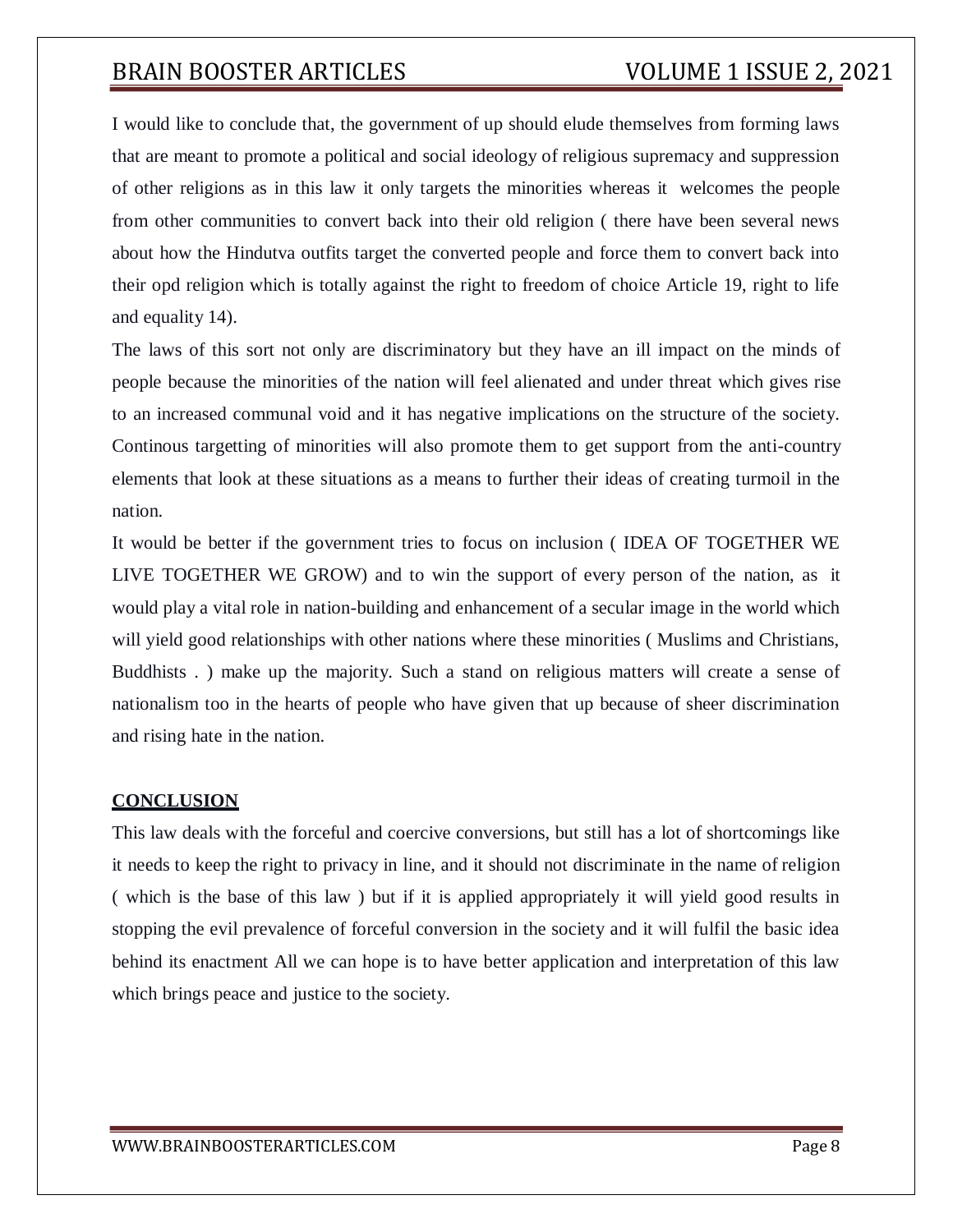I would like to conclude that, the government of up should elude themselves from forming laws that are meant to promote a political and social ideology of religious supremacy and suppression of other religions as in this law it only targets the minorities whereas it welcomes the people from other communities to convert back into their old religion ( there have been several news about how the Hindutva outfits target the converted people and force them to convert back into their opd religion which is totally against the right to freedom of choice Article 19, right to life and equality 14).

The laws of this sort not only are discriminatory but they have an ill impact on the minds of people because the minorities of the nation will feel alienated and under threat which gives rise to an increased communal void and it has negative implications on the structure of the society. Continous targetting of minorities will also promote them to get support from the anti-country elements that look at these situations as a means to further their ideas of creating turmoil in the nation.

It would be better if the government tries to focus on inclusion ( IDEA OF TOGETHER WE LIVE TOGETHER WE GROW) and to win the support of every person of the nation, as it would play a vital role in nation-building and enhancement of a secular image in the world which will yield good relationships with other nations where these minorities ( Muslims and Christians, Buddhists . ) make up the majority. Such a stand on religious matters will create a sense of nationalism too in the hearts of people who have given that up because of sheer discrimination and rising hate in the nation.

## **CONCLUSION**

This law deals with the forceful and coercive conversions, but still has a lot of shortcomings like it needs to keep the right to privacy in line, and it should not discriminate in the name of religion ( which is the base of this law ) but if it is applied appropriately it will yield good results in stopping the evil prevalence of forceful conversion in the society and it will fulfil the basic idea behind its enactment All we can hope is to have better application and interpretation of this law which brings peace and justice to the society.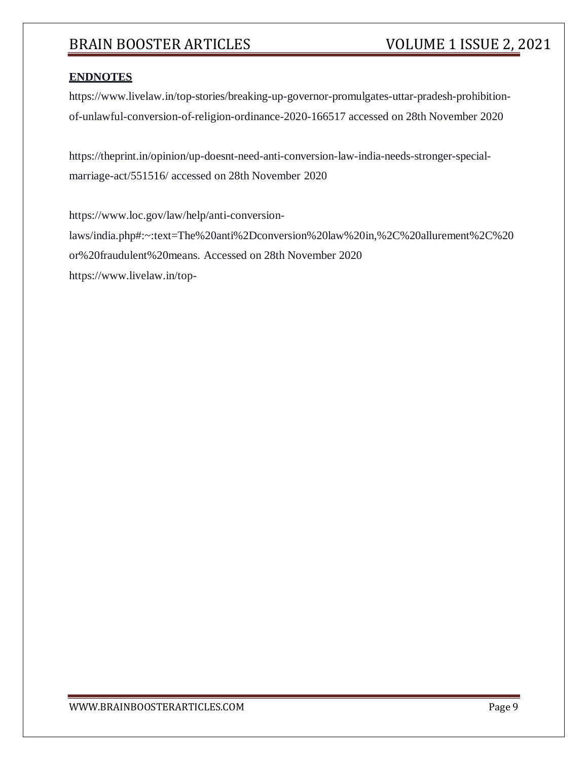**ENDNOTES**

https://www.livelaw.in/top-stories/breaking-up-governor-promulgates-uttar-pradesh-prohibition-of-unlawful-conversion-of-religion-ordinance-2020-166517 accessed on 28th November 2020

https://theprint.in/opinion/up-doesnt-need-anti-conversion-law-india-needs-stronger-special-marriage-act/551516/ accessed on 28th November 2020

https://www.loc.gov/law/help/anti-conversion-laws/india.php#:~:text=The%20anti%2Dconversion%20law%20in,%2C%20allurement%2C%20or%20fraudulent%20means. Accessed on 28th November 2020

https://www.livelaw.in/top-